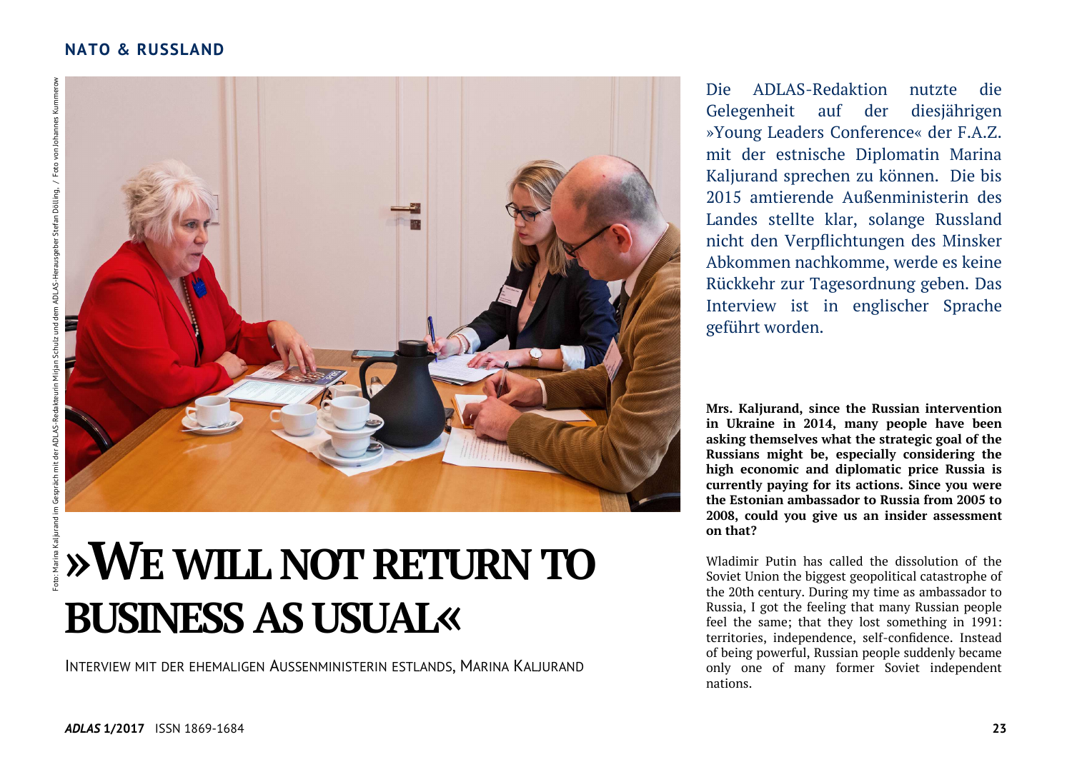# »We will not return to business as usual«

Interview mit der ehemaligen Aussenministerin Estlands, Marina Kaljurand

Foto: Marina Kaljurand im Gespräch mit der ADLAS-Redakteurin Mirjan Schulz und dem ADLAS-Herausgeber Stefan Dölling. / Foto von Johannes Kummerow

Die ADLAS-Redaktion nutzte die Gelegenheit auf der diesjährigen »Young Leaders Conference« der F.A.Z. mit der estnische Diplomatin Marina Kaljurand sprechen zu können. Die bis 2015 amtierende Außenministerin des Landes stellte klar, solange Russland nicht den Verpflichtungen des Minsker Abkommen nachkomme, werde es keine Rückkehr zur Tagesordnung geben. Das Interview ist in englischer Sprache geführt worden.

**Mrs. Kaljurand, since the Russian intervention in Ukraine in 2014, many people have been asking themselves what the strategic goal of the Russians might be, especially considering the high economic and diplomatic price Russia is currently paying for its actions. Since you were the Estonian ambassador to Russia from 2005 to 2008, could you give us an insider assessment on that?**

Wladimir Putin has called the dissolution of the Soviet Union the biggest geopolitical catastrophe of the 20th century. During my time as ambassador to Russia, I got the feeling that many Russian people feel the same; that they lost something in 1991: territories, independence, self-confidence. Instead of being powerful, Russian people suddenly became only one of many former Soviet independent nations.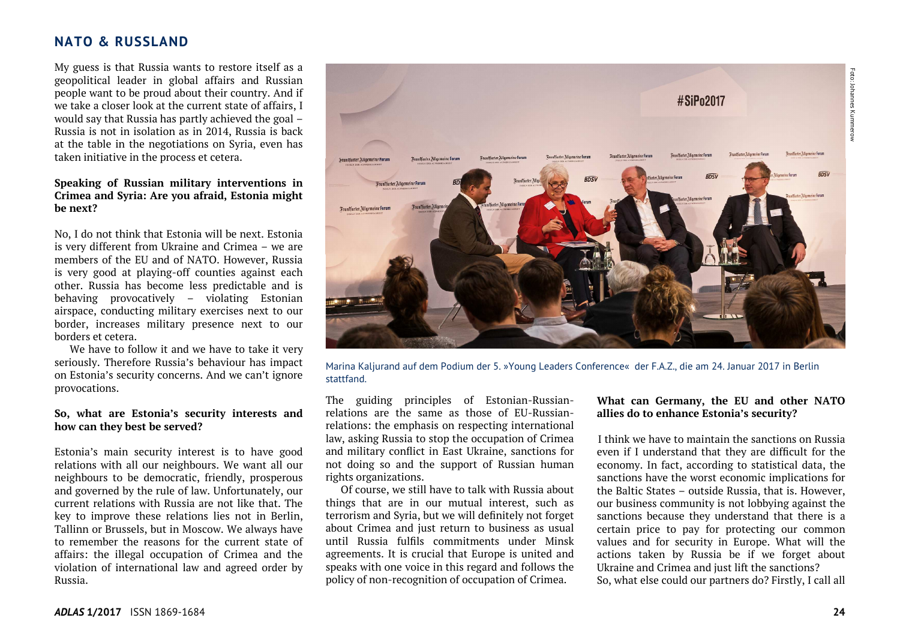My guess is that Russia wants to restore itself as a geopolitical leader in global affairs and Russian people want to be proud about their country. And if we take a closer look at the current state of affairs, I would say that Russia has partly achieved the goal – Russia is not in isolation as in 2014, Russia is back at the table in the negotiations on Syria, even has taken initiative in the process et cetera.

**Speaking of Russian military interventions in Crimea and Syria: Are you afraid, Estonia might be next?**

No, I do not think that Estonia will be next. Estonia is very different from Ukraine and Crimea – we are members of the EU and of NATO. However, Russia is very good at playing-off counties against each other. Russia has become less predictable and is behaving provocatively – violating Estonian airspace, conducting military exercises next to our border, increases military presence next to our borders et cetera.

We have to follow it and we have to take it very seriously. Therefore Russia's behaviour has impact on Estonia's security concerns. And we can't ignore provocations.

**So, what are Estonia's security interests and how can they best be served?**

Estonia's main security interest is to have good relations with all our neighbours. We want all our neighbours to be democratic, friendly, prosperous and governed by the rule of law. Unfortunately, our current relations with Russia are not like that. The key to improve these relations lies not in Berlin, Tallinn or Brussels, but in Moscow. We always have to remember the reasons for the current state of affairs: the illegal occupation of Crimea and the violation of international law and agreed order by Russia.

Foto: Johannes Kummerow

Marina Kaljurand auf dem Podium der 5. »Young Leaders Conference« der F.A.Z., die am 24. Januar 2017 in Berlin stattfand.

The guiding principles of Estonian-Russian-relations are the same as those of EU-Russian-relations: the emphasis on respecting international law, asking Russia to stop the occupation of Crimea and military conflict in East Ukraine, sanctions for not doing so and the support of Russian human rights organizations.

Of course, we still have to talk with Russia about things that are in our mutual interest, such as terrorism and Syria, but we will definitely not forget about Crimea and just return to business as usual until Russia fulfils commitments under Minsk agreements. It is crucial that Europe is united and speaks with one voice in this regard and follows the policy of non-recognition of occupation of Crimea.

**What can Germany, the EU and other NATO allies do to enhance Estonia's security?**

I think we have to maintain the sanctions on Russia even if I understand that they are difficult for the economy. In fact, according to statistical data, the sanctions have the worst economic implications for the Baltic States – outside Russia, that is. However, our business community is not lobbying against the sanctions because they understand that there is a certain price to pay for protecting our common values and for security in Europe. What will the actions taken by Russia be if we forget about Ukraine and Crimea and just lift the sanctions?

So, what else could our partners do? Firstly, I call all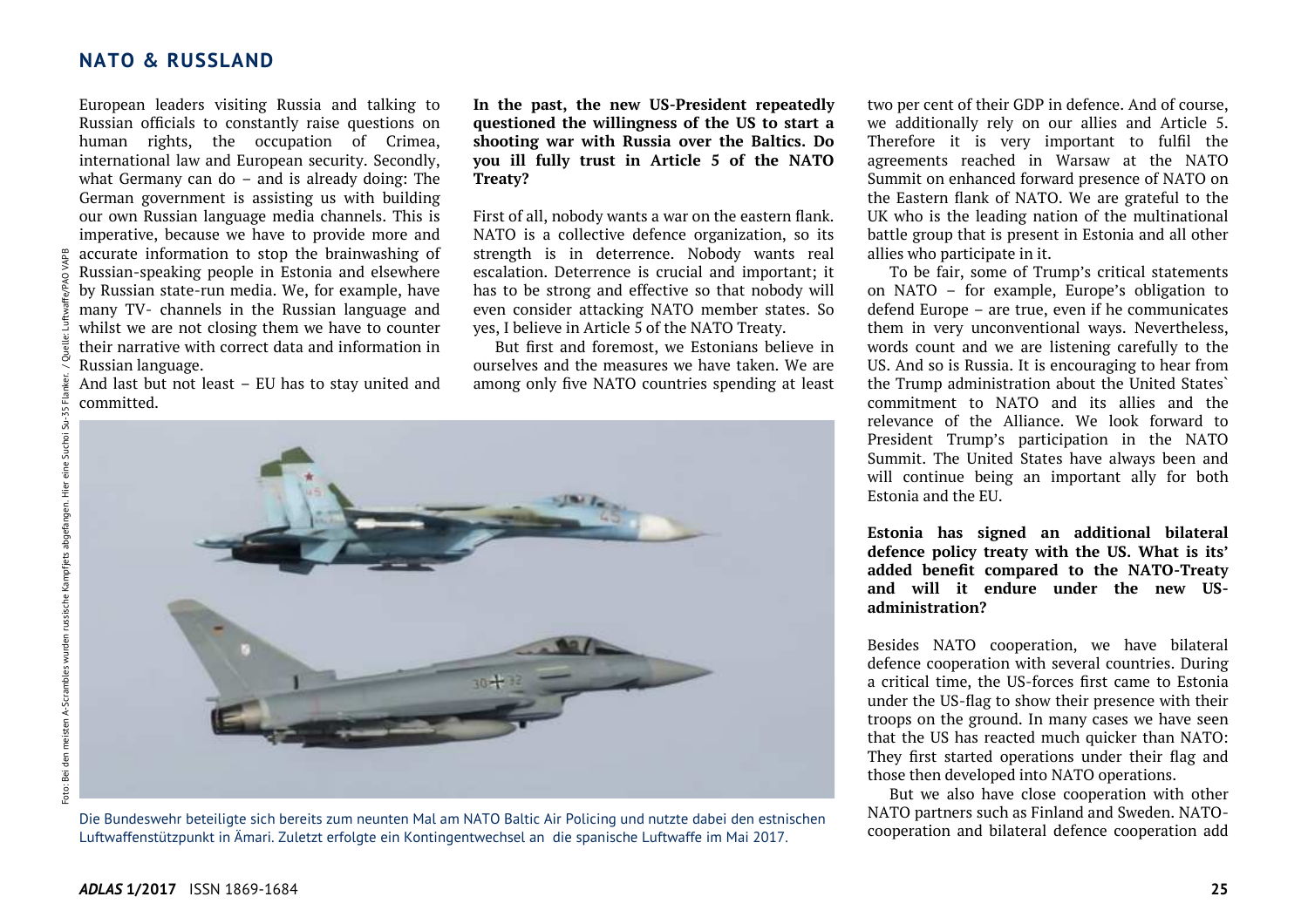## NATO & RUSSLAND

European leaders visiting Russia and talking to Russian officials to constantly raise questions on human rights, the occupation of Crimea, international law and European security. Secondly, what Germany can do – and is already doing: The German government is assisting us with building our own Russian language media channels. This is imperative, because we have to provide more and accurate information to stop the brainwashing of Russian-speaking people in Estonia and elsewhere by Russian state-run media. We, for example, have many TV- channels in the Russian language and whilst we are not closing them we have to counter their narrative with correct data and information in Russian language.

And last but not least – EU has to stay united and committed.

**In the past, the new US-President repeatedly questioned the willingness of the US to start a shooting war with Russia over the Baltics. Do you ill fully trust in Article 5 of the NATO Treaty?**

First of all, nobody wants a war on the eastern flank. NATO is a collective defence organization, so its strength is in deterrence. Nobody wants real escalation. Deterrence is crucial and important; it has to be strong and effective so that nobody will even consider attacking NATO member states. So yes, I believe in Article 5 of the NATO Treaty.

But first and foremost, we Estonians believe in ourselves and the measures we have taken. We are among only five NATO countries spending at least two per cent of their GDP in defence. And of course, we additionally rely on our allies and Article 5. Therefore it is very important to fulfil the agreements reached in Warsaw at the NATO Summit on enhanced forward presence of NATO on the Eastern flank of NATO. We are grateful to the UK who is the leading nation of the multinational battle group that is present in Estonia and all other allies who participate in it.

To be fair, some of Trump's critical statements on NATO – for example, Europe's obligation to defend Europe – are true, even if he communicates them in very unconventional ways. Nevertheless, words count and we are listening carefully to the US. And so is Russia. It is encouraging to hear from the Trump administration about the United States` commitment to NATO and its allies and the relevance of the Alliance. We look forward to President Trump's participation in the NATO Summit. The United States have always been and will continue being an important ally for both Estonia and the EU.

**Estonia has signed an additional bilateral defence policy treaty with the US. What is its' added benefit compared to the NATO-Treaty and will it endure under the new US-administration?**

Besides NATO cooperation, we have bilateral defence cooperation with several countries. During a critical time, the US-forces first came to Estonia under the US-flag to show their presence with their troops on the ground. In many cases we have seen that the US has reacted much quicker than NATO: They first started operations under their flag and those then developed into NATO operations.

But we also have close cooperation with other NATO partners such as Finland and Sweden. NATO-cooperation and bilateral defence cooperation add

Die Bundeswehr beteiligte sich bereits zum neunten Mal am NATO Baltic Air Policing und nutzte dabei den estnischen Luftwaffenstützpunkt in Ämari. Zuletzt erfolgte ein Kontingentwechsel an die spanische Luftwaffe im Mai 2017.

Foto: Bei den meisten A-Scrambles wurden russische Kampfjets abgefangen. Hier eine Suchoi Su-35 Flanker. / Quelle: Luftwaffe/PAO VAPB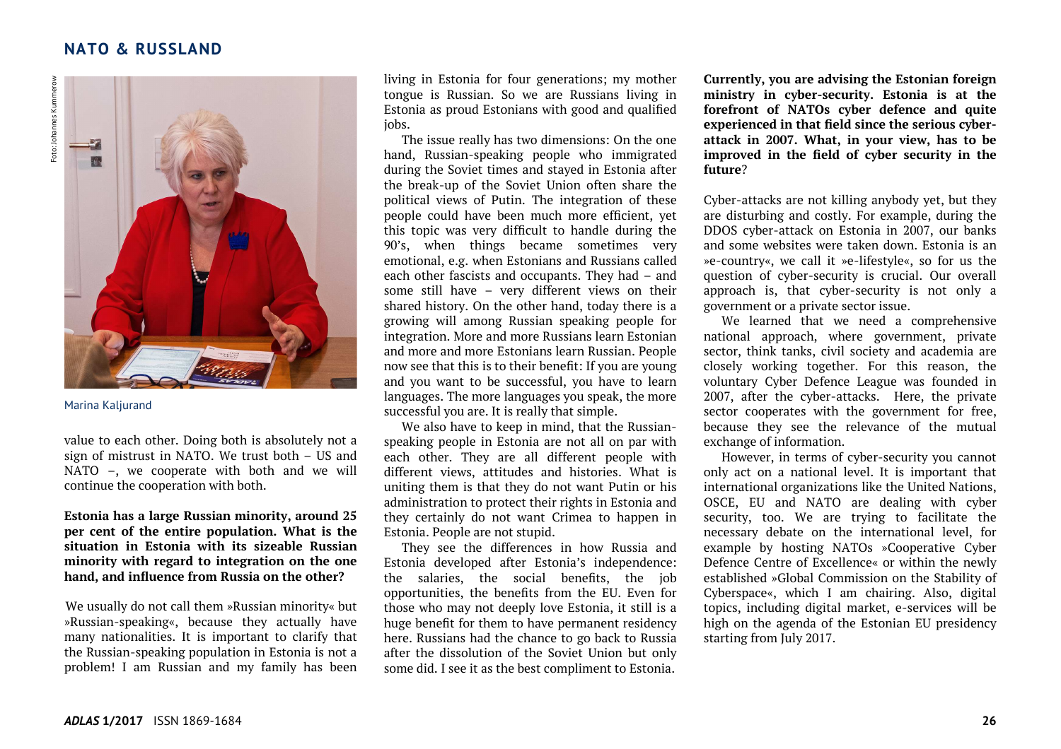Marina Kaljurand

value to each other. Doing both is absolutely not a sign of mistrust in NATO. We trust both – US and NATO –, we cooperate with both and we will continue the cooperation with both.

**Estonia has a large Russian minority, around 25 per cent of the entire population. What is the situation in Estonia with its sizeable Russian minority with regard to integration on the one hand, and influence from Russia on the other?**

We usually do not call them »Russian minority« but »Russian-speaking«, because they actually have many nationalities. It is important to clarify that the Russian-speaking population in Estonia is not a problem! I am Russian and my family has been living in Estonia for four generations; my mother tongue is Russian. So we are Russians living in Estonia as proud Estonians with good and qualified jobs.

The issue really has two dimensions: On the one hand, Russian-speaking people who immigrated during the Soviet times and stayed in Estonia after the break-up of the Soviet Union often share the political views of Putin. The integration of these people could have been much more efficient, yet this topic was very difficult to handle during the 90's, when things became sometimes very emotional, e.g. when Estonians and Russians called each other fascists and occupants. They had – and some still have – very different views on their shared history. On the other hand, today there is a growing will among Russian speaking people for integration. More and more Russians learn Estonian and more and more Estonians learn Russian. People now see that this is to their benefit: If you are young and you want to be successful, you have to learn languages. The more languages you speak, the more successful you are. It is really that simple.

We also have to keep in mind, that the Russian-speaking people in Estonia are not all on par with each other. They are all different people with different views, attitudes and histories. What is uniting them is that they do not want Putin or his administration to protect their rights in Estonia and they certainly do not want Crimea to happen in Estonia. People are not stupid.

They see the differences in how Russia and Estonia developed after Estonia's independence: the salaries, the social benefits, the job opportunities, the benefits from the EU. Even for those who may not deeply love Estonia, it still is a huge benefit for them to have permanent residency here. Russians had the chance to go back to Russia after the dissolution of the Soviet Union but only some did. I see it as the best compliment to Estonia.

**Currently, you are advising the Estonian foreign ministry in cyber-security. Estonia is at the forefront of NATOs cyber defence and quite experienced in that field since the serious cyber-attack in 2007. What, in your view, has to be improved in the field of cyber security in the future?**

Cyber-attacks are not killing anybody yet, but they are disturbing and costly. For example, during the DDOS cyber-attack on Estonia in 2007, our banks and some websites were taken down. Estonia is an »e-country«, we call it »e-lifestyle«, so for us the question of cyber-security is crucial. Our overall approach is, that cyber-security is not only a government or a private sector issue.

We learned that we need a comprehensive national approach, where government, private sector, think tanks, civil society and academia are closely working together. For this reason, the voluntary Cyber Defence League was founded in 2007, after the cyber-attacks. Here, the private sector cooperates with the government for free, because they see the relevance of the mutual exchange of information.

However, in terms of cyber-security you cannot only act on a national level. It is important that international organizations like the United Nations, OSCE, EU and NATO are dealing with cyber security, too. We are trying to facilitate the necessary debate on the international level, for example by hosting NATOs »Cooperative Cyber Defence Centre of Excellence« or within the newly established »Global Commission on the Stability of Cyberspace«, which I am chairing. Also, digital topics, including digital market, e-services will be high on the agenda of the Estonian EU presidency starting from July 2017.